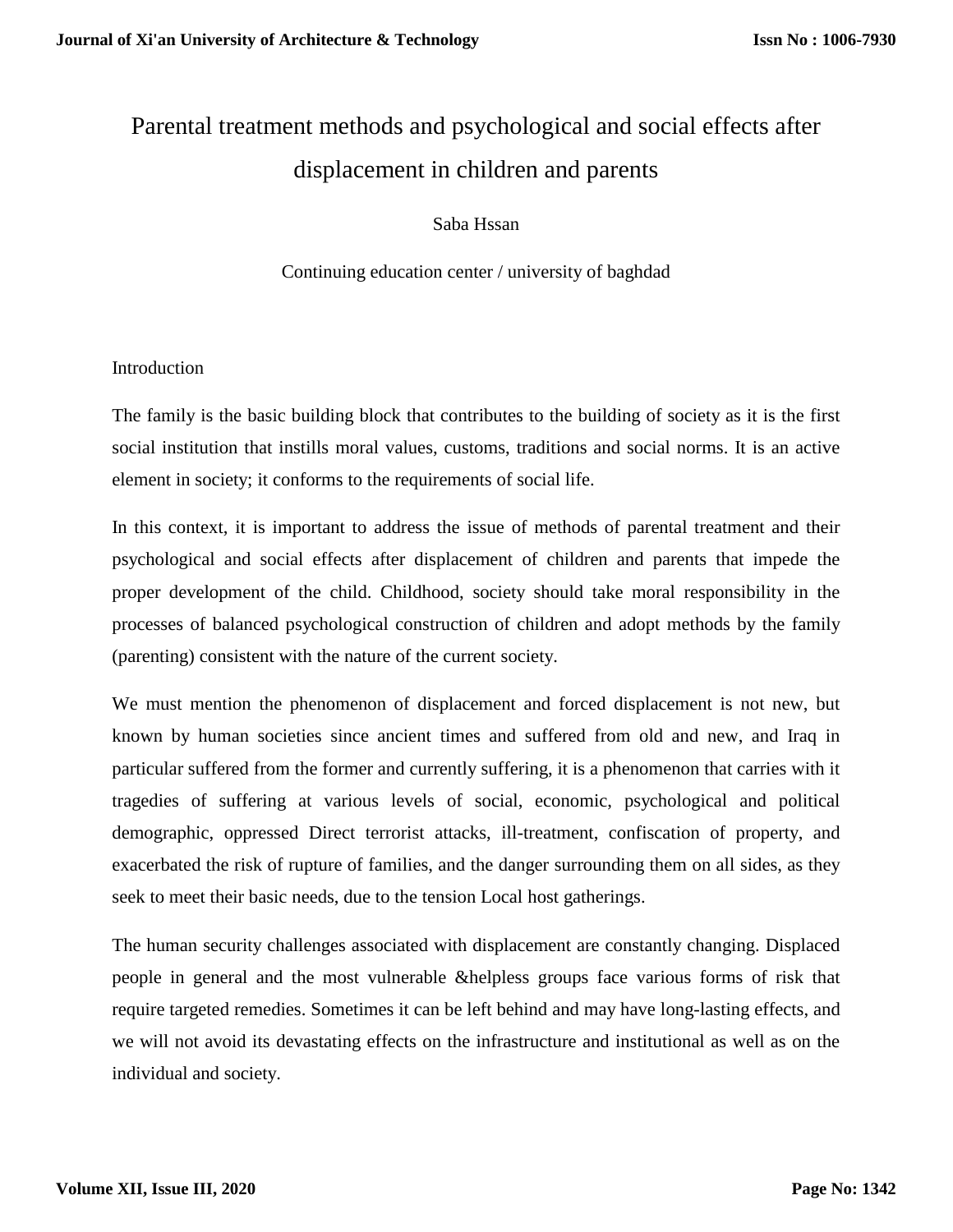# Parental treatment methods and psychological and social effects after displacement in children and parents

Saba Hssan

Continuing education center / university of baghdad

## Introduction

The family is the basic building block that contributes to the building of society as it is the first social institution that instills moral values, customs, traditions and social norms. It is an active element in society; it conforms to the requirements of social life.

In this context, it is important to address the issue of methods of parental treatment and their psychological and social effects after displacement of children and parents that impede the proper development of the child. Childhood, society should take moral responsibility in the processes of balanced psychological construction of children and adopt methods by the family (parenting) consistent with the nature of the current society.

We must mention the phenomenon of displacement and forced displacement is not new, but known by human societies since ancient times and suffered from old and new, and Iraq in particular suffered from the former and currently suffering, it is a phenomenon that carries with it tragedies of suffering at various levels of social, economic, psychological and political demographic, oppressed Direct terrorist attacks, ill-treatment, confiscation of property, and exacerbated the risk of rupture of families, and the danger surrounding them on all sides, as they seek to meet their basic needs, due to the tension Local host gatherings.

The human security challenges associated with displacement are constantly changing. Displaced people in general and the most vulnerable &helpless groups face various forms of risk that require targeted remedies. Sometimes it can be left behind and may have long-lasting effects, and we will not avoid its devastating effects on the infrastructure and institutional as well as on the individual and society.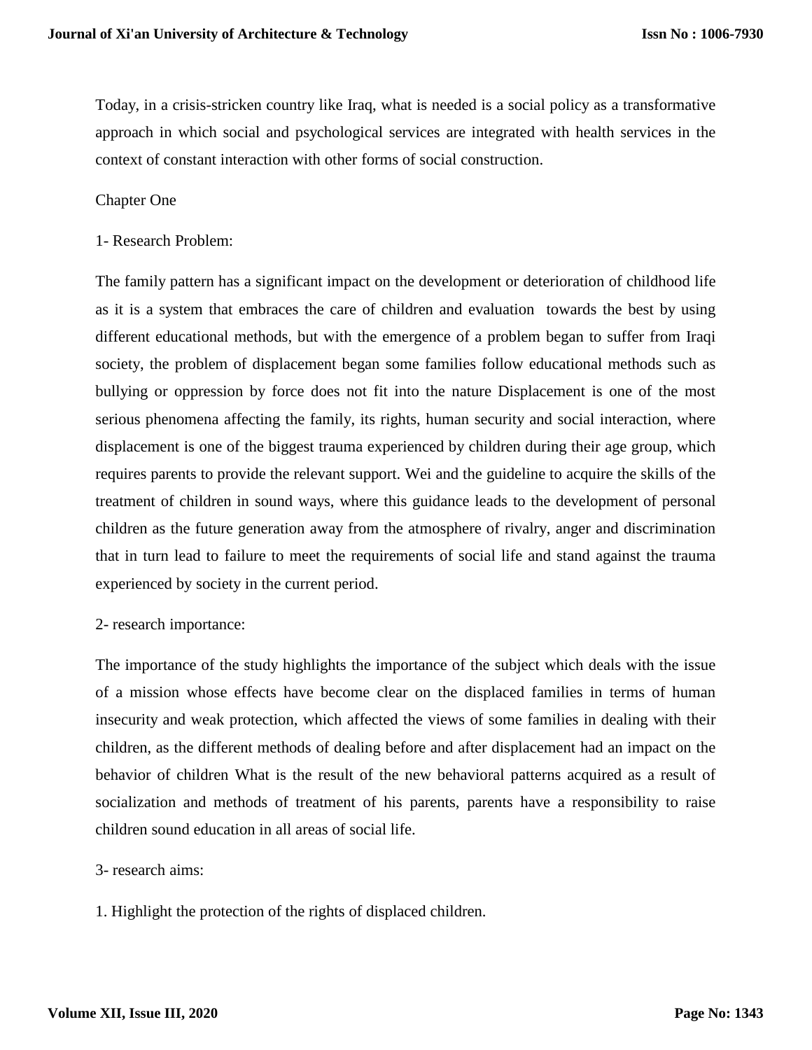Today, in a crisis-stricken country like Iraq, what is needed is a social policy as a transformative approach in which social and psychological services are integrated with health services in the context of constant interaction with other forms of social construction.

## Chapter One

### 1- Research Problem:

The family pattern has a significant impact on the development or deterioration of childhood life as it is a system that embraces the care of children and evaluation towards the best by using different educational methods, but with the emergence of a problem began to suffer from Iraqi society, the problem of displacement began some families follow educational methods such as bullying or oppression by force does not fit into the nature Displacement is one of the most serious phenomena affecting the family, its rights, human security and social interaction, where displacement is one of the biggest trauma experienced by children during their age group, which requires parents to provide the relevant support. Wei and the guideline to acquire the skills of the treatment of children in sound ways, where this guidance leads to the development of personal children as the future generation away from the atmosphere of rivalry, anger and discrimination that in turn lead to failure to meet the requirements of social life and stand against the trauma experienced by society in the current period.

### 2- research importance:

The importance of the study highlights the importance of the subject which deals with the issue of a mission whose effects have become clear on the displaced families in terms of human insecurity and weak protection, which affected the views of some families in dealing with their children, as the different methods of dealing before and after displacement had an impact on the behavior of children What is the result of the new behavioral patterns acquired as a result of socialization and methods of treatment of his parents, parents have a responsibility to raise children sound education in all areas of social life.

### 3- research aims:

1. Highlight the protection of the rights of displaced children.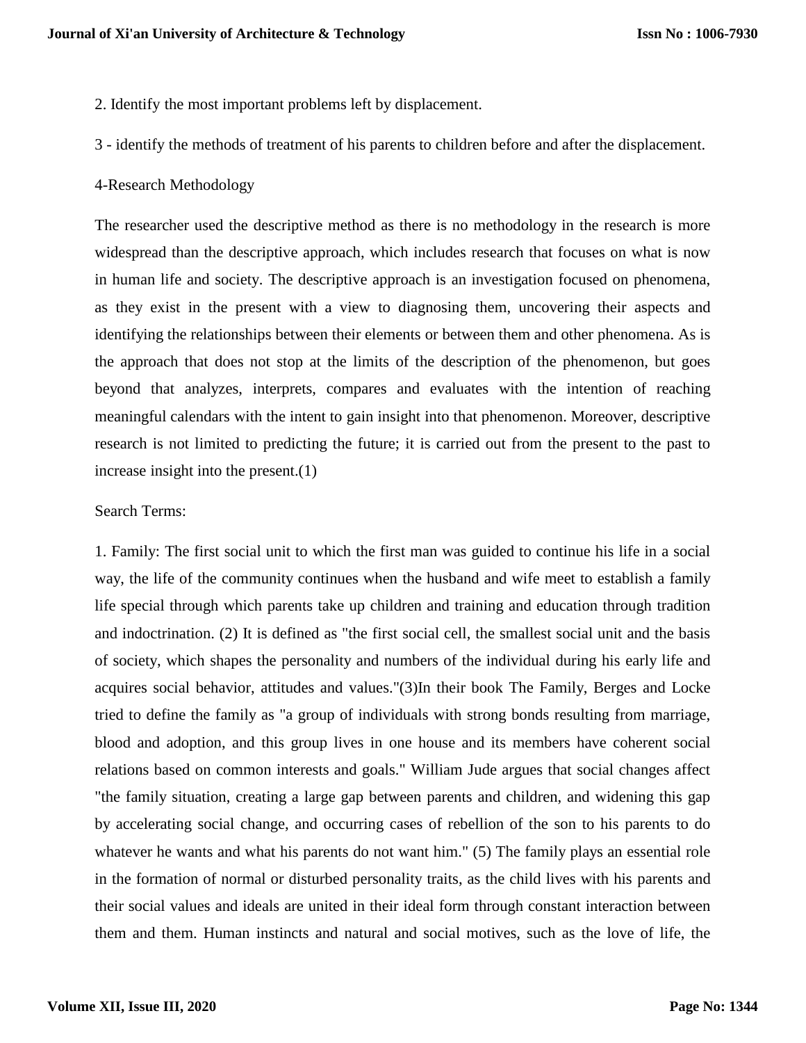2. Identify the most important problems left by displacement.

3 - identify the methods of treatment of his parents to children before and after the displacement.

4-Research Methodology

The researcher used the descriptive method as there is no methodology in the research is more widespread than the descriptive approach, which includes research that focuses on what is now in human life and society. The descriptive approach is an investigation focused on phenomena, as they exist in the present with a view to diagnosing them, uncovering their aspects and identifying the relationships between their elements or between them and other phenomena. As is the approach that does not stop at the limits of the description of the phenomenon, but goes beyond that analyzes, interprets, compares and evaluates with the intention of reaching meaningful calendars with the intent to gain insight into that phenomenon. Moreover, descriptive research is not limited to predicting the future; it is carried out from the present to the past to increase insight into the present.(1)

Search Terms:

1. Family: The first social unit to which the first man was guided to continue his life in a social way, the life of the community continues when the husband and wife meet to establish a family life special through which parents take up children and training and education through tradition and indoctrination. (2) It is defined as "the first social cell, the smallest social unit and the basis of society, which shapes the personality and numbers of the individual during his early life and acquires social behavior, attitudes and values."(3)In their book The Family, Berges and Locke tried to define the family as "a group of individuals with strong bonds resulting from marriage, blood and adoption, and this group lives in one house and its members have coherent social relations based on common interests and goals." William Jude argues that social changes affect "the family situation, creating a large gap between parents and children, and widening this gap by accelerating social change, and occurring cases of rebellion of the son to his parents to do whatever he wants and what his parents do not want him." (5) The family plays an essential role in the formation of normal or disturbed personality traits, as the child lives with his parents and their social values and ideals are united in their ideal form through constant interaction between them and them. Human instincts and natural and social motives, such as the love of life, the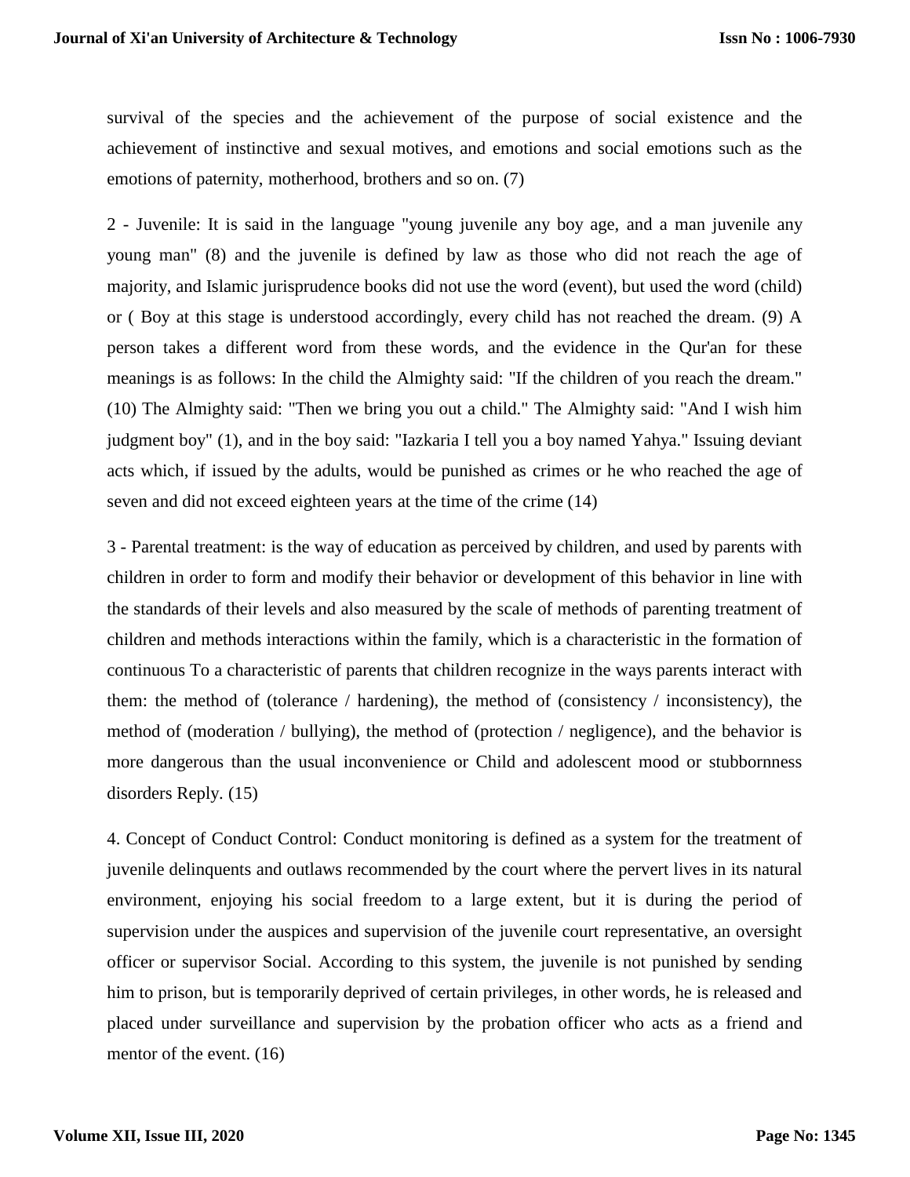survival of the species and the achievement of the purpose of social existence and the achievement of instinctive and sexual motives, and emotions and social emotions such as the emotions of paternity, motherhood, brothers and so on. (7)

2 - Juvenile: It is said in the language "young juvenile any boy age, and a man juvenile any young man" (8) and the juvenile is defined by law as those who did not reach the age of majority, and Islamic jurisprudence books did not use the word (event), but used the word (child) or ( Boy at this stage is understood accordingly, every child has not reached the dream. (9) A person takes a different word from these words, and the evidence in the Qur'an for these meanings is as follows: In the child the Almighty said: "If the children of you reach the dream." (10) The Almighty said: "Then we bring you out a child." The Almighty said: "And I wish him judgment boy" (1), and in the boy said: "Iazkaria I tell you a boy named Yahya." Issuing deviant acts which, if issued by the adults, would be punished as crimes or he who reached the age of seven and did not exceed eighteen years at the time of the crime (14)

3 - Parental treatment: is the way of education as perceived by children, and used by parents with children in order to form and modify their behavior or development of this behavior in line with the standards of their levels and also measured by the scale of methods of parenting treatment of children and methods interactions within the family, which is a characteristic in the formation of continuous To a characteristic of parents that children recognize in the ways parents interact with them: the method of (tolerance / hardening), the method of (consistency / inconsistency), the method of (moderation / bullying), the method of (protection / negligence), and the behavior is more dangerous than the usual inconvenience or Child and adolescent mood or stubbornness disorders Reply. (15)

4. Concept of Conduct Control: Conduct monitoring is defined as a system for the treatment of juvenile delinquents and outlaws recommended by the court where the pervert lives in its natural environment, enjoying his social freedom to a large extent, but it is during the period of supervision under the auspices and supervision of the juvenile court representative, an oversight officer or supervisor Social. According to this system, the juvenile is not punished by sending him to prison, but is temporarily deprived of certain privileges, in other words, he is released and placed under surveillance and supervision by the probation officer who acts as a friend and mentor of the event. (16)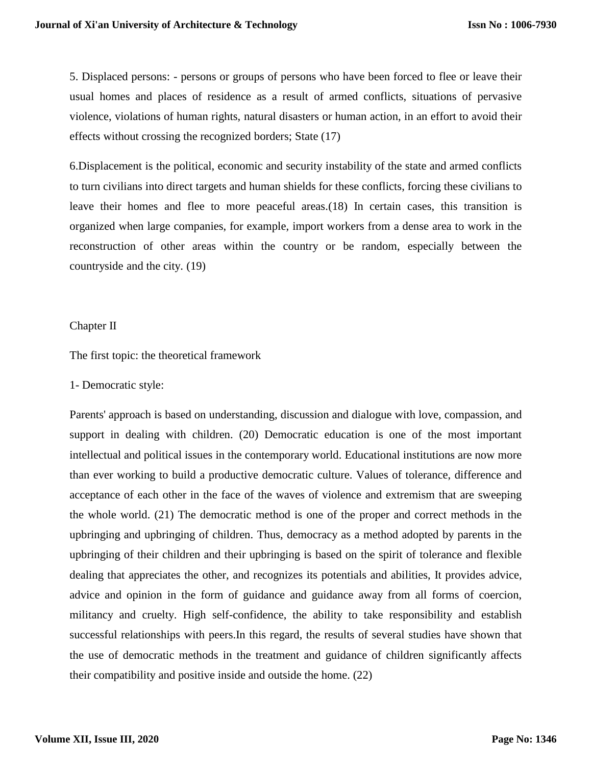5. Displaced persons: - persons or groups of persons who have been forced to flee or leave their usual homes and places of residence as a result of armed conflicts, situations of pervasive violence, violations of human rights, natural disasters or human action, in an effort to avoid their effects without crossing the recognized borders; State (17)

6.Displacement is the political, economic and security instability of the state and armed conflicts to turn civilians into direct targets and human shields for these conflicts, forcing these civilians to leave their homes and flee to more peaceful areas.(18) In certain cases, this transition is organized when large companies, for example, import workers from a dense area to work in the reconstruction of other areas within the country or be random, especially between the countryside and the city. (19)

## Chapter II

### The first topic: the theoretical framework

1- Democratic style:

Parents' approach is based on understanding, discussion and dialogue with love, compassion, and support in dealing with children. (20) Democratic education is one of the most important intellectual and political issues in the contemporary world. Educational institutions are now more than ever working to build a productive democratic culture. Values of tolerance, difference and acceptance of each other in the face of the waves of violence and extremism that are sweeping the whole world. (21) The democratic method is one of the proper and correct methods in the upbringing and upbringing of children. Thus, democracy as a method adopted by parents in the upbringing of their children and their upbringing is based on the spirit of tolerance and flexible dealing that appreciates the other, and recognizes its potentials and abilities, It provides advice, advice and opinion in the form of guidance and guidance away from all forms of coercion, militancy and cruelty. High self-confidence, the ability to take responsibility and establish successful relationships with peers.In this regard, the results of several studies have shown that the use of democratic methods in the treatment and guidance of children significantly affects their compatibility and positive inside and outside the home. (22)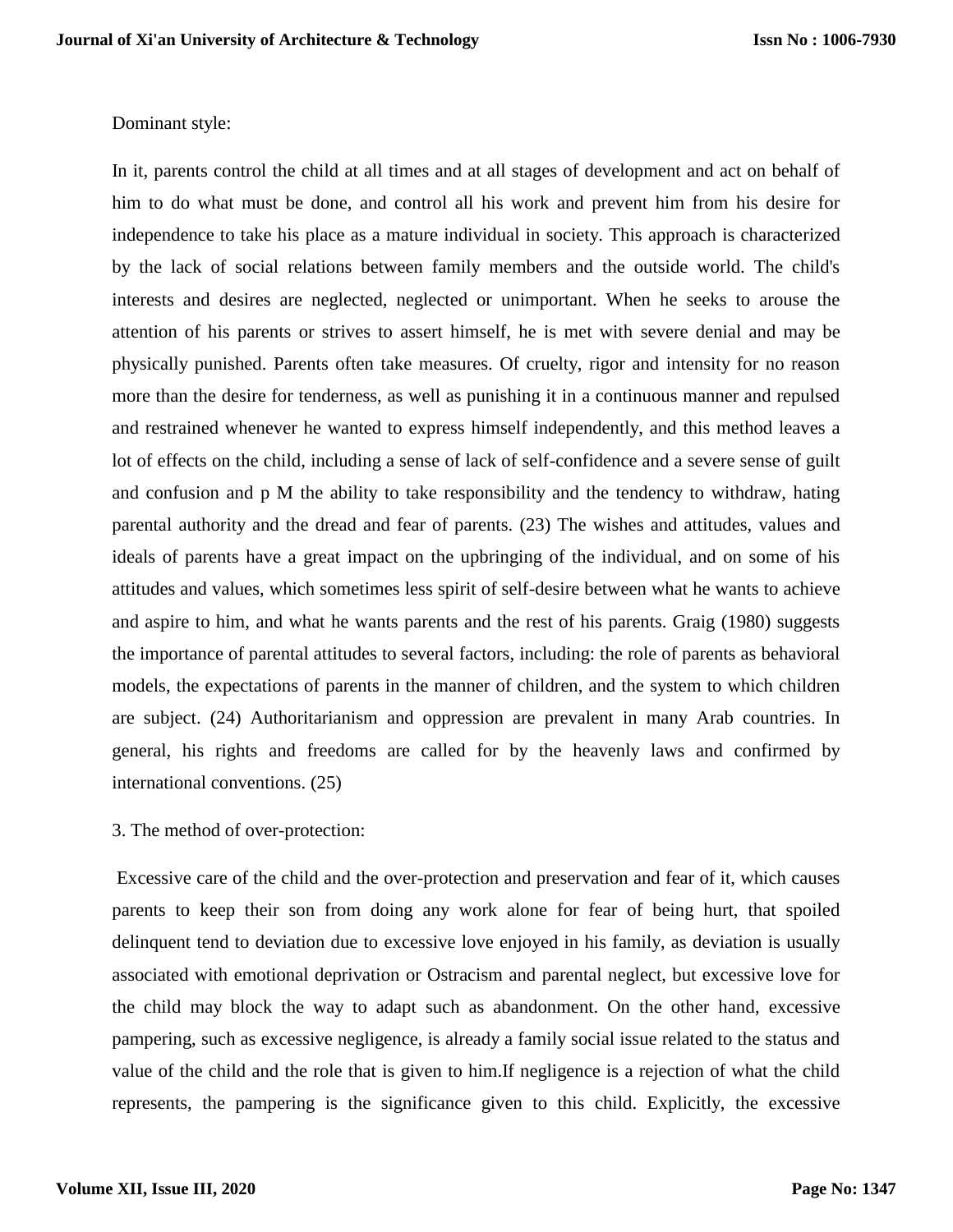Dominant style:

In it, parents control the child at all times and at all stages of development and act on behalf of him to do what must be done, and control all his work and prevent him from his desire for independence to take his place as a mature individual in society. This approach is characterized by the lack of social relations between family members and the outside world. The child's interests and desires are neglected, neglected or unimportant. When he seeks to arouse the attention of his parents or strives to assert himself, he is met with severe denial and may be physically punished. Parents often take measures. Of cruelty, rigor and intensity for no reason more than the desire for tenderness, as well as punishing it in a continuous manner and repulsed and restrained whenever he wanted to express himself independently, and this method leaves a lot of effects on the child, including a sense of lack of self-confidence and a severe sense of guilt and confusion and p M the ability to take responsibility and the tendency to withdraw, hating parental authority and the dread and fear of parents. (23) The wishes and attitudes, values and ideals of parents have a great impact on the upbringing of the individual, and on some of his attitudes and values, which sometimes less spirit of self-desire between what he wants to achieve and aspire to him, and what he wants parents and the rest of his parents. Graig (1980) suggests the importance of parental attitudes to several factors, including: the role of parents as behavioral models, the expectations of parents in the manner of children, and the system to which children are subject. (24) Authoritarianism and oppression are prevalent in many Arab countries. In general, his rights and freedoms are called for by the heavenly laws and confirmed by international conventions. (25)

3. The method of over-protection:

Excessive care of the child and the over-protection and preservation and fear of it, which causes parents to keep their son from doing any work alone for fear of being hurt, that spoiled delinquent tend to deviation due to excessive love enjoyed in his family, as deviation is usually associated with emotional deprivation or Ostracism and parental neglect, but excessive love for the child may block the way to adapt such as abandonment. On the other hand, excessive pampering, such as excessive negligence, is already a family social issue related to the status and value of the child and the role that is given to him.If negligence is a rejection of what the child represents, the pampering is the significance given to this child. Explicitly, the excessive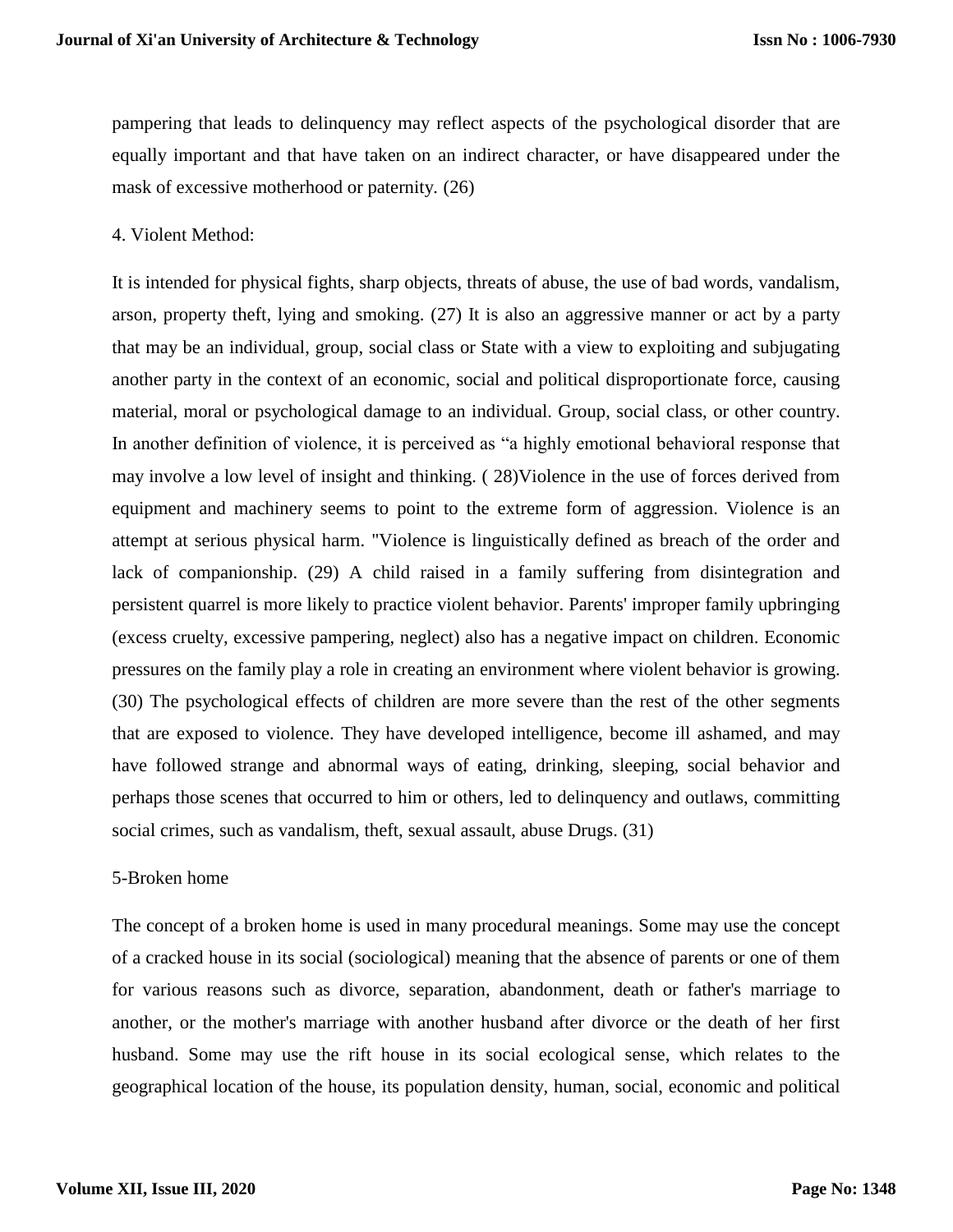pampering that leads to delinquency may reflect aspects of the psychological disorder that are equally important and that have taken on an indirect character, or have disappeared under the mask of excessive motherhood or paternity. (26)

4. Violent Method:

It is intended for physical fights, sharp objects, threats of abuse, the use of bad words, vandalism, arson, property theft, lying and smoking. (27) It is also an aggressive manner or act by a party that may be an individual, group, social class or State with a view to exploiting and subjugating another party in the context of an economic, social and political disproportionate force, causing material, moral or psychological damage to an individual. Group, social class, or other country. In another definition of violence, it is perceived as "a highly emotional behavioral response that may involve a low level of insight and thinking. ( 28)Violence in the use of forces derived from equipment and machinery seems to point to the extreme form of aggression. Violence is an attempt at serious physical harm. "Violence is linguistically defined as breach of the order and lack of companionship. (29) A child raised in a family suffering from disintegration and persistent quarrel is more likely to practice violent behavior. Parents' improper family upbringing (excess cruelty, excessive pampering, neglect) also has a negative impact on children. Economic pressures on the family play a role in creating an environment where violent behavior is growing. (30) The psychological effects of children are more severe than the rest of the other segments that are exposed to violence. They have developed intelligence, become ill ashamed, and may have followed strange and abnormal ways of eating, drinking, sleeping, social behavior and perhaps those scenes that occurred to him or others, led to delinquency and outlaws, committing social crimes, such as vandalism, theft, sexual assault, abuse Drugs. (31)

5-Broken home

The concept of a broken home is used in many procedural meanings. Some may use the concept of a cracked house in its social (sociological) meaning that the absence of parents or one of them for various reasons such as divorce, separation, abandonment, death or father's marriage to another, or the mother's marriage with another husband after divorce or the death of her first husband. Some may use the rift house in its social ecological sense, which relates to the geographical location of the house, its population density, human, social, economic and political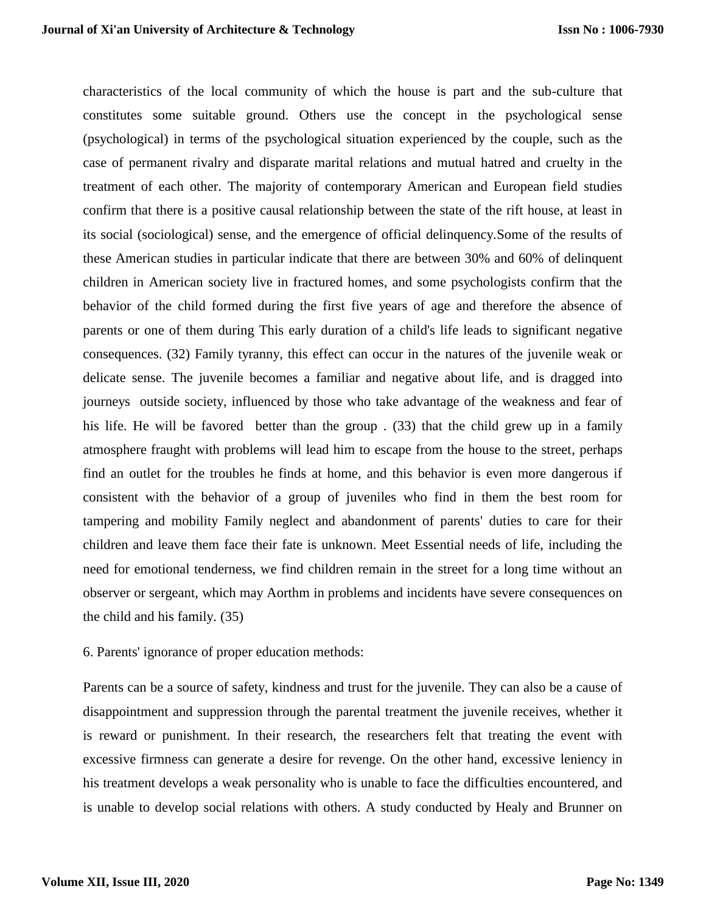characteristics of the local community of which the house is part and the sub-culture that constitutes some suitable ground. Others use the concept in the psychological sense (psychological) in terms of the psychological situation experienced by the couple, such as the case of permanent rivalry and disparate marital relations and mutual hatred and cruelty in the treatment of each other. The majority of contemporary American and European field studies confirm that there is a positive causal relationship between the state of the rift house, at least in its social (sociological) sense, and the emergence of official delinquency.Some of the results of these American studies in particular indicate that there are between 30% and 60% of delinquent children in American society live in fractured homes, and some psychologists confirm that the behavior of the child formed during the first five years of age and therefore the absence of parents or one of them during This early duration of a child's life leads to significant negative consequences. (32) Family tyranny, this effect can occur in the natures of the juvenile weak or delicate sense. The juvenile becomes a familiar and negative about life, and is dragged into journeys outside society, influenced by those who take advantage of the weakness and fear of his life. He will be favored better than the group . (33) that the child grew up in a family atmosphere fraught with problems will lead him to escape from the house to the street, perhaps find an outlet for the troubles he finds at home, and this behavior is even more dangerous if consistent with the behavior of a group of juveniles who find in them the best room for tampering and mobility Family neglect and abandonment of parents' duties to care for their children and leave them face their fate is unknown. Meet Essential needs of life, including the need for emotional tenderness, we find children remain in the street for a long time without an observer or sergeant, which may Aorthm in problems and incidents have severe consequences on the child and his family. (35)

6. Parents' ignorance of proper education methods:

Parents can be a source of safety, kindness and trust for the juvenile. They can also be a cause of disappointment and suppression through the parental treatment the juvenile receives, whether it is reward or punishment. In their research, the researchers felt that treating the event with excessive firmness can generate a desire for revenge. On the other hand, excessive leniency in his treatment develops a weak personality who is unable to face the difficulties encountered, and is unable to develop social relations with others. A study conducted by Healy and Brunner on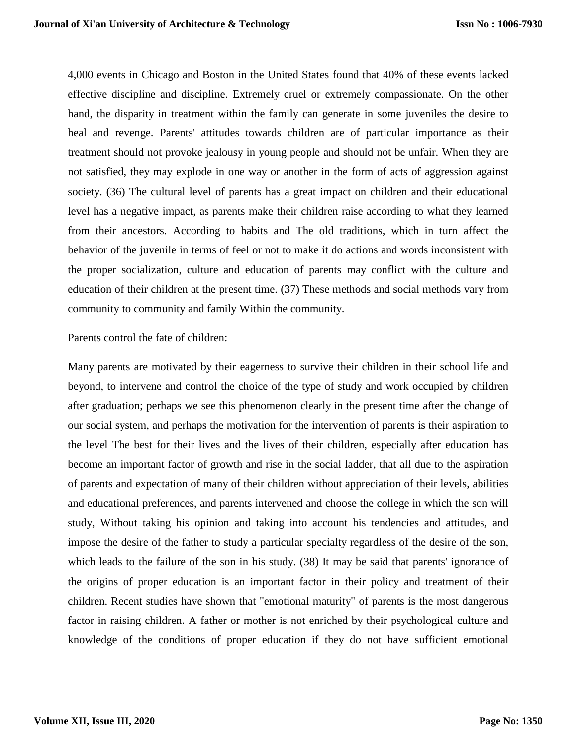4,000 events in Chicago and Boston in the United States found that 40% of these events lacked effective discipline and discipline. Extremely cruel or extremely compassionate. On the other hand, the disparity in treatment within the family can generate in some juveniles the desire to heal and revenge. Parents' attitudes towards children are of particular importance as their treatment should not provoke jealousy in young people and should not be unfair. When they are not satisfied, they may explode in one way or another in the form of acts of aggression against society. (36) The cultural level of parents has a great impact on children and their educational level has a negative impact, as parents make their children raise according to what they learned from their ancestors. According to habits and The old traditions, which in turn affect the behavior of the juvenile in terms of feel or not to make it do actions and words inconsistent with the proper socialization, culture and education of parents may conflict with the culture and education of their children at the present time. (37) These methods and social methods vary from community to community and family Within the community.

Parents control the fate of children:

Many parents are motivated by their eagerness to survive their children in their school life and beyond, to intervene and control the choice of the type of study and work occupied by children after graduation; perhaps we see this phenomenon clearly in the present time after the change of our social system, and perhaps the motivation for the intervention of parents is their aspiration to the level The best for their lives and the lives of their children, especially after education has become an important factor of growth and rise in the social ladder, that all due to the aspiration of parents and expectation of many of their children without appreciation of their levels, abilities and educational preferences, and parents intervened and choose the college in which the son will study, Without taking his opinion and taking into account his tendencies and attitudes, and impose the desire of the father to study a particular specialty regardless of the desire of the son, which leads to the failure of the son in his study. (38) It may be said that parents' ignorance of the origins of proper education is an important factor in their policy and treatment of their children. Recent studies have shown that "emotional maturity" of parents is the most dangerous factor in raising children. A father or mother is not enriched by their psychological culture and knowledge of the conditions of proper education if they do not have sufficient emotional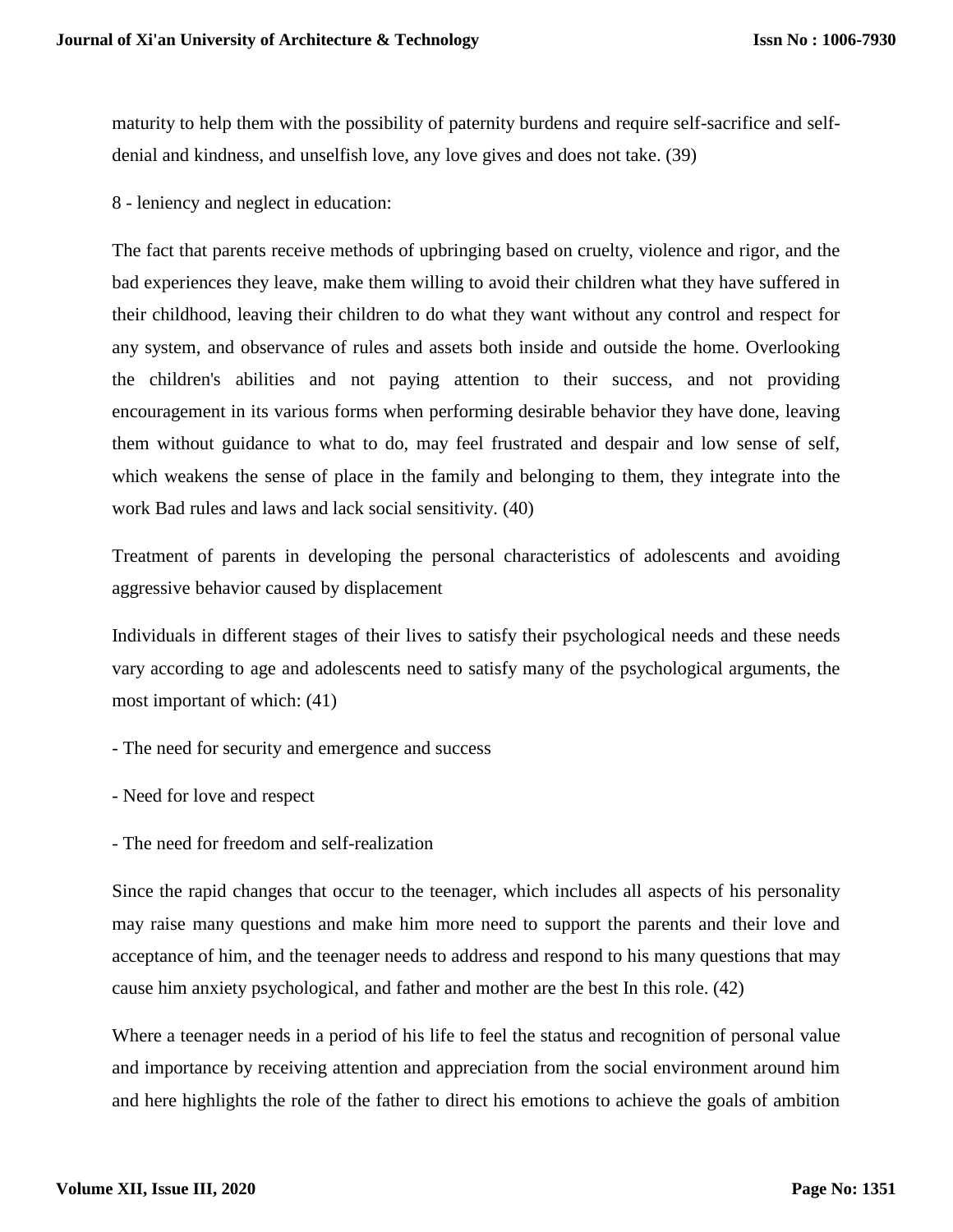maturity to help them with the possibility of paternity burdens and require self-sacrifice and self-denial and kindness, and unselfish love, any love gives and does not take. (39)

8 - leniency and neglect in education:

The fact that parents receive methods of upbringing based on cruelty, violence and rigor, and the bad experiences they leave, make them willing to avoid their children what they have suffered in their childhood, leaving their children to do what they want without any control and respect for any system, and observance of rules and assets both inside and outside the home. Overlooking the children's abilities and not paying attention to their success, and not providing encouragement in its various forms when performing desirable behavior they have done, leaving them without guidance to what to do, may feel frustrated and despair and low sense of self, which weakens the sense of place in the family and belonging to them, they integrate into the work Bad rules and laws and lack social sensitivity. (40)

Treatment of parents in developing the personal characteristics of adolescents and avoiding aggressive behavior caused by displacement

Individuals in different stages of their lives to satisfy their psychological needs and these needs vary according to age and adolescents need to satisfy many of the psychological arguments, the most important of which: (41)

- The need for security and emergence and success
- Need for love and respect
- The need for freedom and self-realization

Since the rapid changes that occur to the teenager, which includes all aspects of his personality may raise many questions and make him more need to support the parents and their love and acceptance of him, and the teenager needs to address and respond to his many questions that may cause him anxiety psychological, and father and mother are the best In this role. (42)

Where a teenager needs in a period of his life to feel the status and recognition of personal value and importance by receiving attention and appreciation from the social environment around him and here highlights the role of the father to direct his emotions to achieve the goals of ambition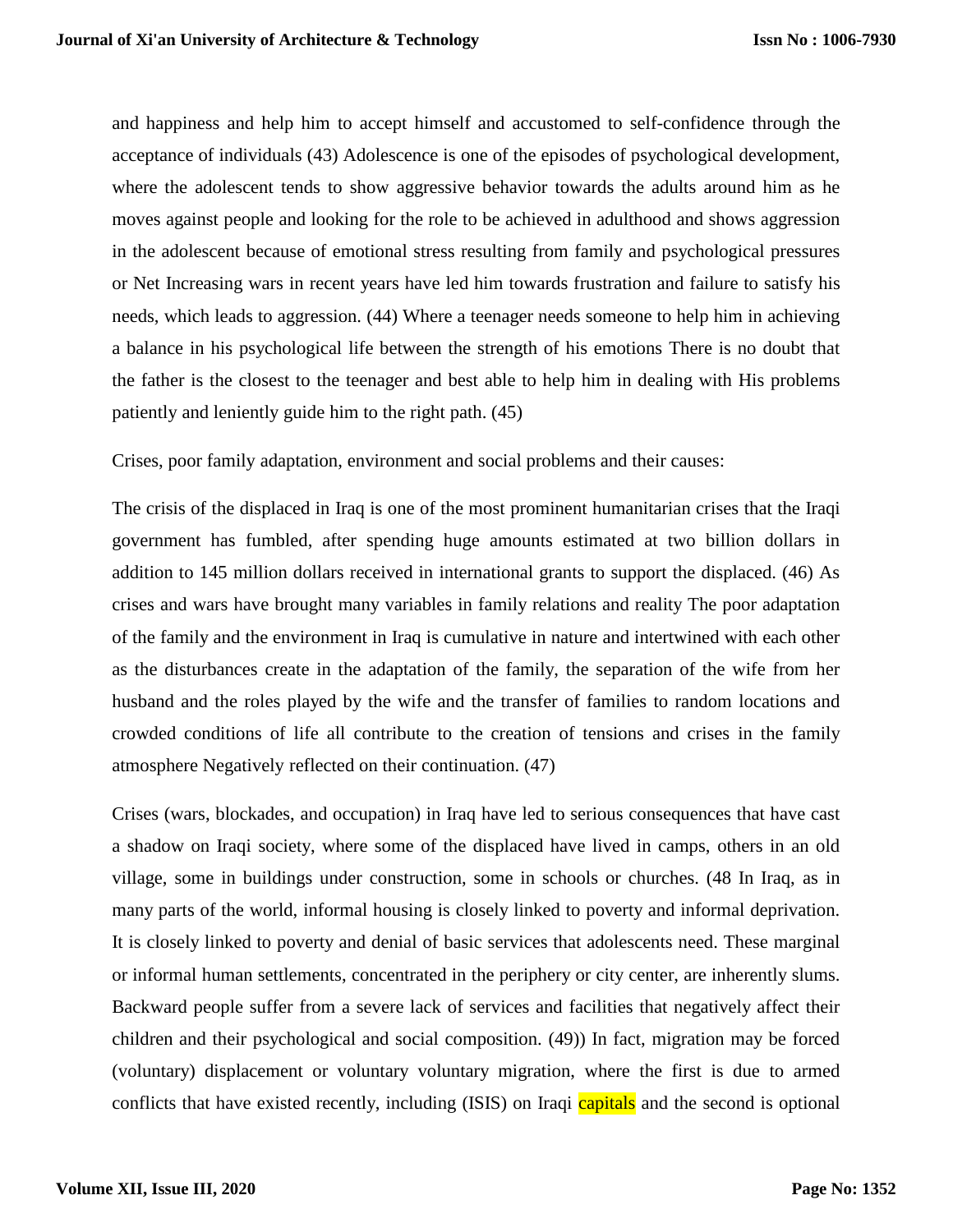and happiness and help him to accept himself and accustomed to self-confidence through the acceptance of individuals (43) Adolescence is one of the episodes of psychological development, where the adolescent tends to show aggressive behavior towards the adults around him as he moves against people and looking for the role to be achieved in adulthood and shows aggression in the adolescent because of emotional stress resulting from family and psychological pressures or Net Increasing wars in recent years have led him towards frustration and failure to satisfy his needs, which leads to aggression. (44) Where a teenager needs someone to help him in achieving a balance in his psychological life between the strength of his emotions There is no doubt that the father is the closest to the teenager and best able to help him in dealing with His problems patiently and leniently guide him to the right path. (45)

Crises, poor family adaptation, environment and social problems and their causes:

The crisis of the displaced in Iraq is one of the most prominent humanitarian crises that the Iraqi government has fumbled, after spending huge amounts estimated at two billion dollars in addition to 145 million dollars received in international grants to support the displaced. (46) As crises and wars have brought many variables in family relations and reality The poor adaptation of the family and the environment in Iraq is cumulative in nature and intertwined with each other as the disturbances create in the adaptation of the family, the separation of the wife from her husband and the roles played by the wife and the transfer of families to random locations and crowded conditions of life all contribute to the creation of tensions and crises in the family atmosphere Negatively reflected on their continuation. (47)

Crises (wars, blockades, and occupation) in Iraq have led to serious consequences that have cast a shadow on Iraqi society, where some of the displaced have lived in camps, others in an old village, some in buildings under construction, some in schools or churches. (48 In Iraq, as in many parts of the world, informal housing is closely linked to poverty and informal deprivation. It is closely linked to poverty and denial of basic services that adolescents need. These marginal or informal human settlements, concentrated in the periphery or city center, are inherently slums. Backward people suffer from a severe lack of services and facilities that negatively affect their children and their psychological and social composition. (49)) In fact, migration may be forced (voluntary) displacement or voluntary voluntary migration, where the first is due to armed conflicts that have existed recently, including (ISIS) on Iraqi capitals and the second is optional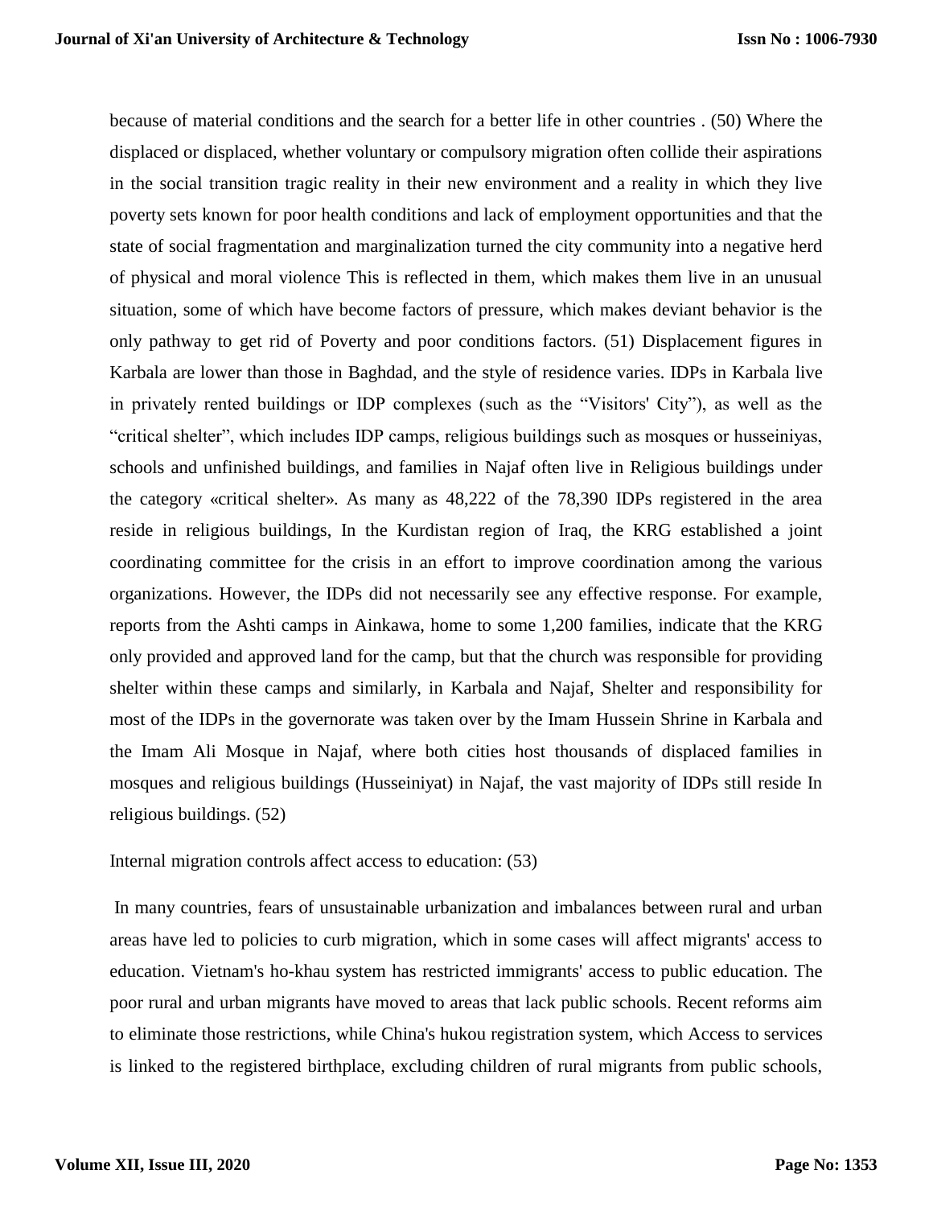because of material conditions and the search for a better life in other countries . (50) Where the displaced or displaced, whether voluntary or compulsory migration often collide their aspirations in the social transition tragic reality in their new environment and a reality in which they live poverty sets known for poor health conditions and lack of employment opportunities and that the state of social fragmentation and marginalization turned the city community into a negative herd of physical and moral violence This is reflected in them, which makes them live in an unusual situation, some of which have become factors of pressure, which makes deviant behavior is the only pathway to get rid of Poverty and poor conditions factors. (51) Displacement figures in Karbala are lower than those in Baghdad, and the style of residence varies. IDPs in Karbala live in privately rented buildings or IDP complexes (such as the "Visitors' City"), as well as the "critical shelter", which includes IDP camps, religious buildings such as mosques or husseiniyas, schools and unfinished buildings, and families in Najaf often live in Religious buildings under the category «critical shelter». As many as 48,222 of the 78,390 IDPs registered in the area reside in religious buildings, In the Kurdistan region of Iraq, the KRG established a joint coordinating committee for the crisis in an effort to improve coordination among the various organizations. However, the IDPs did not necessarily see any effective response. For example, reports from the Ashti camps in Ainkawa, home to some 1,200 families, indicate that the KRG only provided and approved land for the camp, but that the church was responsible for providing shelter within these camps and similarly, in Karbala and Najaf, Shelter and responsibility for most of the IDPs in the governorate was taken over by the Imam Hussein Shrine in Karbala and the Imam Ali Mosque in Najaf, where both cities host thousands of displaced families in mosques and religious buildings (Husseiniyat) in Najaf, the vast majority of IDPs still reside In religious buildings. (52)

Internal migration controls affect access to education: (53)

In many countries, fears of unsustainable urbanization and imbalances between rural and urban areas have led to policies to curb migration, which in some cases will affect migrants' access to education. Vietnam's ho-khau system has restricted immigrants' access to public education. The poor rural and urban migrants have moved to areas that lack public schools. Recent reforms aim to eliminate those restrictions, while China's hukou registration system, which Access to services is linked to the registered birthplace, excluding children of rural migrants from public schools,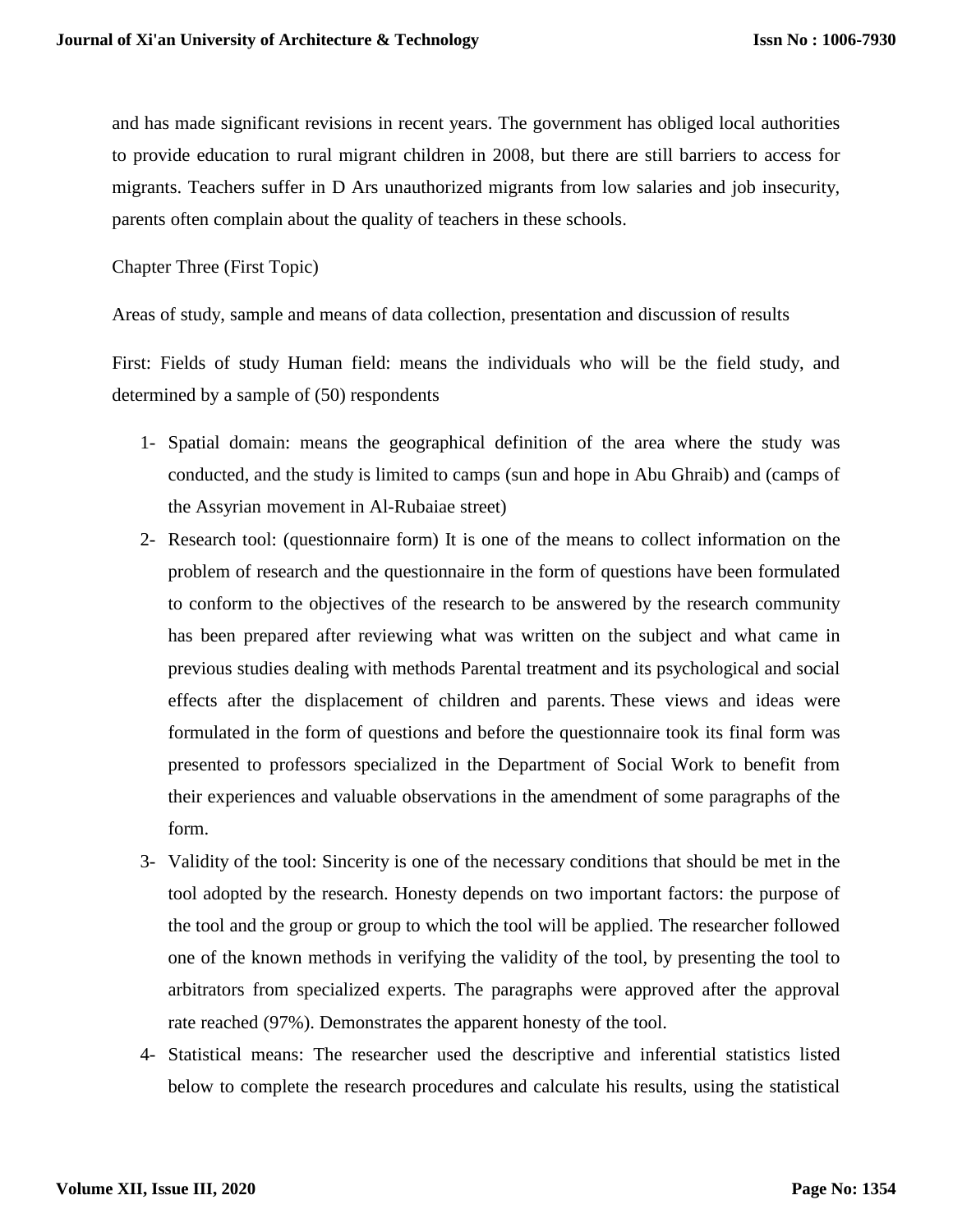and has made significant revisions in recent years. The government has obliged local authorities to provide education to rural migrant children in 2008, but there are still barriers to access for migrants. Teachers suffer in D Ars unauthorized migrants from low salaries and job insecurity, parents often complain about the quality of teachers in these schools.

Chapter Three (First Topic)

Areas of study, sample and means of data collection, presentation and discussion of results

First: Fields of study Human field: means the individuals who will be the field study, and determined by a sample of (50) respondents

1- Spatial domain: means the geographical definition of the area where the study was conducted, and the study is limited to camps (sun and hope in Abu Ghraib) and (camps of the Assyrian movement in Al-Rubaiae street)
2- Research tool: (questionnaire form) It is one of the means to collect information on the problem of research and the questionnaire in the form of questions have been formulated to conform to the objectives of the research to be answered by the research community has been prepared after reviewing what was written on the subject and what came in previous studies dealing with methods Parental treatment and its psychological and social effects after the displacement of children and parents. These views and ideas were formulated in the form of questions and before the questionnaire took its final form was presented to professors specialized in the Department of Social Work to benefit from their experiences and valuable observations in the amendment of some paragraphs of the form.
3- Validity of the tool: Sincerity is one of the necessary conditions that should be met in the tool adopted by the research. Honesty depends on two important factors: the purpose of the tool and the group or group to which the tool will be applied. The researcher followed one of the known methods in verifying the validity of the tool, by presenting the tool to arbitrators from specialized experts. The paragraphs were approved after the approval rate reached (97%). Demonstrates the apparent honesty of the tool.
4- Statistical means: The researcher used the descriptive and inferential statistics listed below to complete the research procedures and calculate his results, using the statistical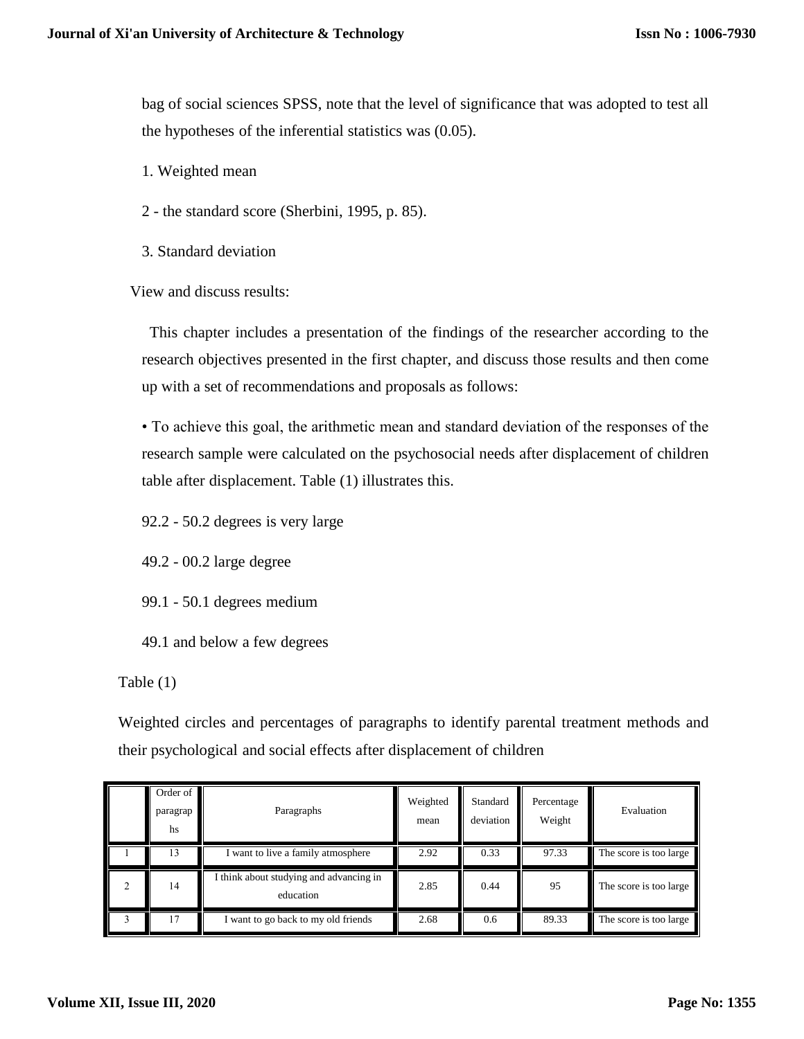bag of social sciences SPSS, note that the level of significance that was adopted to test all the hypotheses of the inferential statistics was (0.05).

1. Weighted mean

2 - the standard score (Sherbini, 1995, p. 85).

3. Standard deviation

View and discuss results:

This chapter includes a presentation of the findings of the researcher according to the research objectives presented in the first chapter, and discuss those results and then come up with a set of recommendations and proposals as follows:

• To achieve this goal, the arithmetic mean and standard deviation of the responses of the research sample were calculated on the psychosocial needs after displacement of children table after displacement. Table (1) illustrates this.

92.2 - 50.2 degrees is very large

49.2 - 00.2 large degree

99.1 - 50.1 degrees medium

49.1 and below a few degrees

Table (1)

Weighted circles and percentages of paragraphs to identify parental treatment methods and their psychological and social effects after displacement of children

| | Order of paragraphs | Paragraphs | Weighted mean | Standard deviation | Percentage Weight | Evaluation |
|---|---|---|---|---|---|---|
| 1 | 13 | I want to live a family atmosphere | 2.92 | 0.33 | 97.33 | The score is too large |
| 2 | 14 | I think about studying and advancing in education | 2.85 | 0.44 | 95 | The score is too large |
| 3 | 17 | I want to go back to my old friends | 2.68 | 0.6 | 89.33 | The score is too large |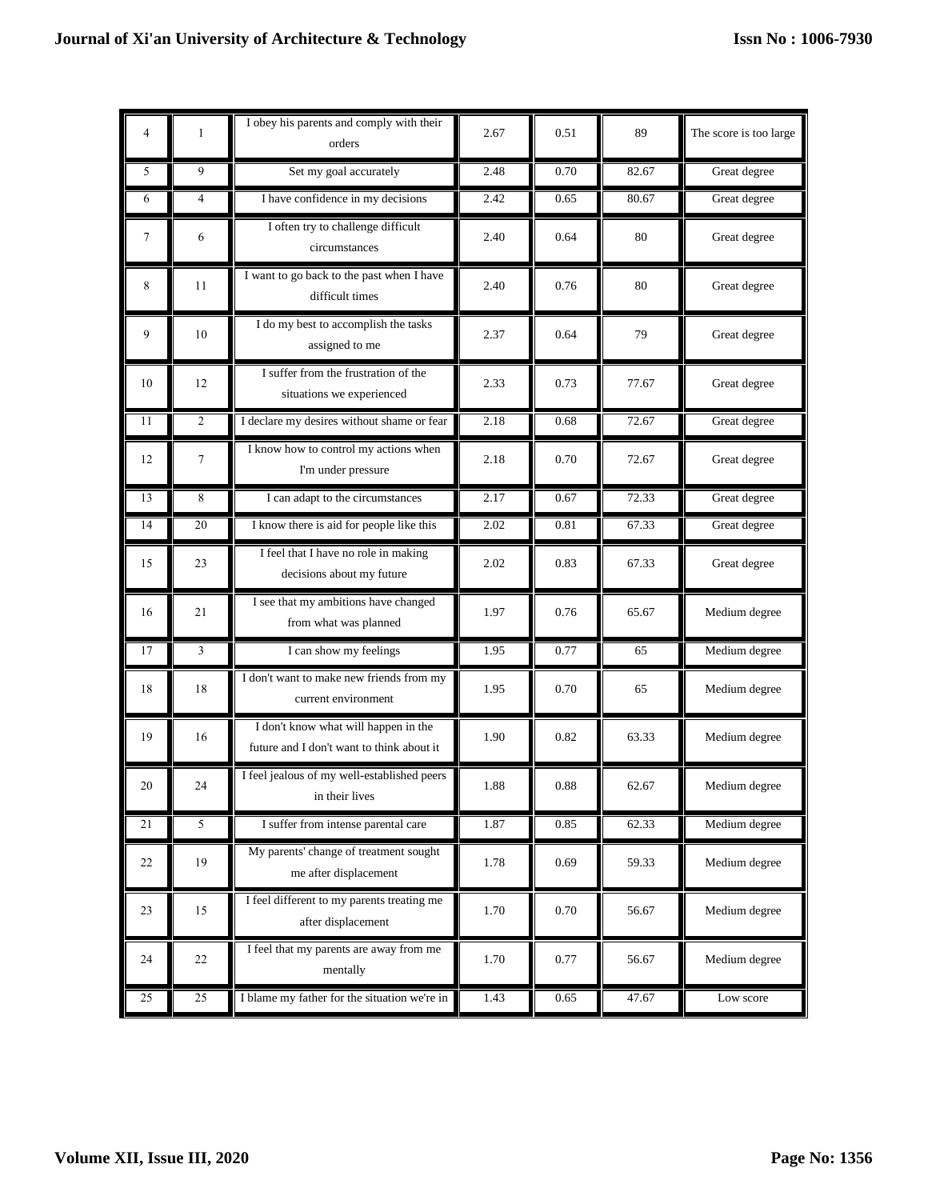| 4 | 1 | I obey his parents and comply with their orders | 2.67 | 0.51 | 89 | The score is too large |
|---|---|---|---|---|---|---|
| 5 | 9 | Set my goal accurately | 2.48 | 0.70 | 82.67 | Great degree |
| 6 | 4 | I have confidence in my decisions | 2.42 | 0.65 | 80.67 | Great degree |
| 7 | 6 | I often try to challenge difficult circumstances | 2.40 | 0.64 | 80 | Great degree |
| 8 | 11 | I want to go back to the past when I have difficult times | 2.40 | 0.76 | 80 | Great degree |
| 9 | 10 | I do my best to accomplish the tasks assigned to me | 2.37 | 0.64 | 79 | Great degree |
| 10 | 12 | I suffer from the frustration of the situations we experienced | 2.33 | 0.73 | 77.67 | Great degree |
| 11 | 2 | I declare my desires without shame or fear | 2.18 | 0.68 | 72.67 | Great degree |
| 12 | 7 | I know how to control my actions when I'm under pressure | 2.18 | 0.70 | 72.67 | Great degree |
| 13 | 8 | I can adapt to the circumstances | 2.17 | 0.67 | 72.33 | Great degree |
| 14 | 20 | I know there is aid for people like this | 2.02 | 0.81 | 67.33 | Great degree |
| 15 | 23 | I feel that I have no role in making decisions about my future | 2.02 | 0.83 | 67.33 | Great degree |
| 16 | 21 | I see that my ambitions have changed from what was planned | 1.97 | 0.76 | 65.67 | Medium degree |
| 17 | 3 | I can show my feelings | 1.95 | 0.77 | 65 | Medium degree |
| 18 | 18 | I don't want to make new friends from my current environment | 1.95 | 0.70 | 65 | Medium degree |
| 19 | 16 | I don't know what will happen in the future and I don't want to think about it | 1.90 | 0.82 | 63.33 | Medium degree |
| 20 | 24 | I feel jealous of my well-established peers in their lives | 1.88 | 0.88 | 62.67 | Medium degree |
| 21 | 5 | I suffer from intense parental care | 1.87 | 0.85 | 62.33 | Medium degree |
| 22 | 19 | My parents' change of treatment sought me after displacement | 1.78 | 0.69 | 59.33 | Medium degree |
| 23 | 15 | I feel different to my parents treating me after displacement | 1.70 | 0.70 | 56.67 | Medium degree |
| 24 | 22 | I feel that my parents are away from me mentally | 1.70 | 0.77 | 56.67 | Medium degree |
| 25 | 25 | I blame my father for the situation we're in | 1.43 | 0.65 | 47.67 | Low score |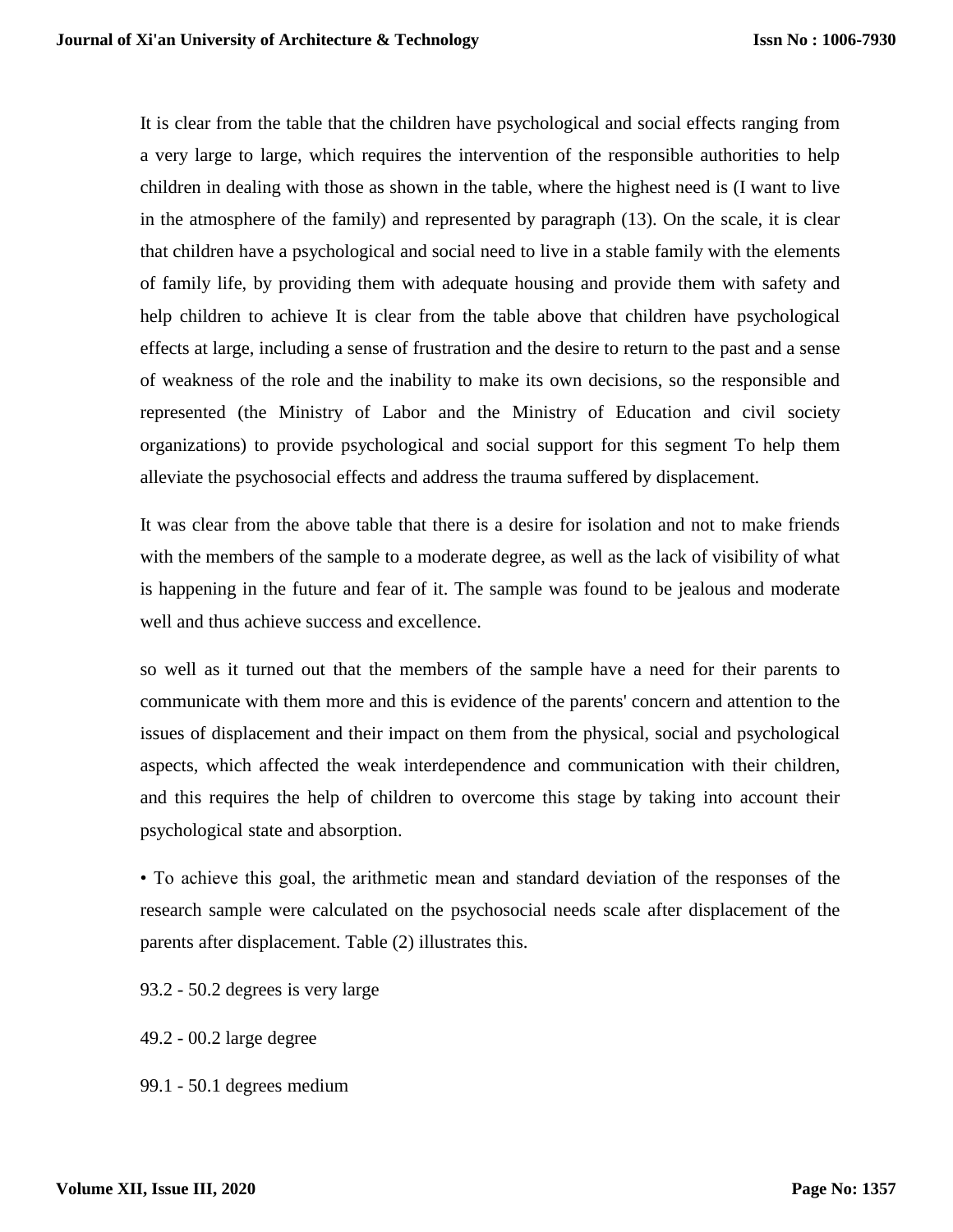It is clear from the table that the children have psychological and social effects ranging from a very large to large, which requires the intervention of the responsible authorities to help children in dealing with those as shown in the table, where the highest need is (I want to live in the atmosphere of the family) and represented by paragraph (13). On the scale, it is clear that children have a psychological and social need to live in a stable family with the elements of family life, by providing them with adequate housing and provide them with safety and help children to achieve It is clear from the table above that children have psychological effects at large, including a sense of frustration and the desire to return to the past and a sense of weakness of the role and the inability to make its own decisions, so the responsible and represented (the Ministry of Labor and the Ministry of Education and civil society organizations) to provide psychological and social support for this segment To help them alleviate the psychosocial effects and address the trauma suffered by displacement.

It was clear from the above table that there is a desire for isolation and not to make friends with the members of the sample to a moderate degree, as well as the lack of visibility of what is happening in the future and fear of it. The sample was found to be jealous and moderate well and thus achieve success and excellence.

so well as it turned out that the members of the sample have a need for their parents to communicate with them more and this is evidence of the parents' concern and attention to the issues of displacement and their impact on them from the physical, social and psychological aspects, which affected the weak interdependence and communication with their children, and this requires the help of children to overcome this stage by taking into account their psychological state and absorption.

• To achieve this goal, the arithmetic mean and standard deviation of the responses of the research sample were calculated on the psychosocial needs scale after displacement of the parents after displacement. Table (2) illustrates this.

93.2 - 50.2 degrees is very large

49.2 - 00.2 large degree

99.1 - 50.1 degrees medium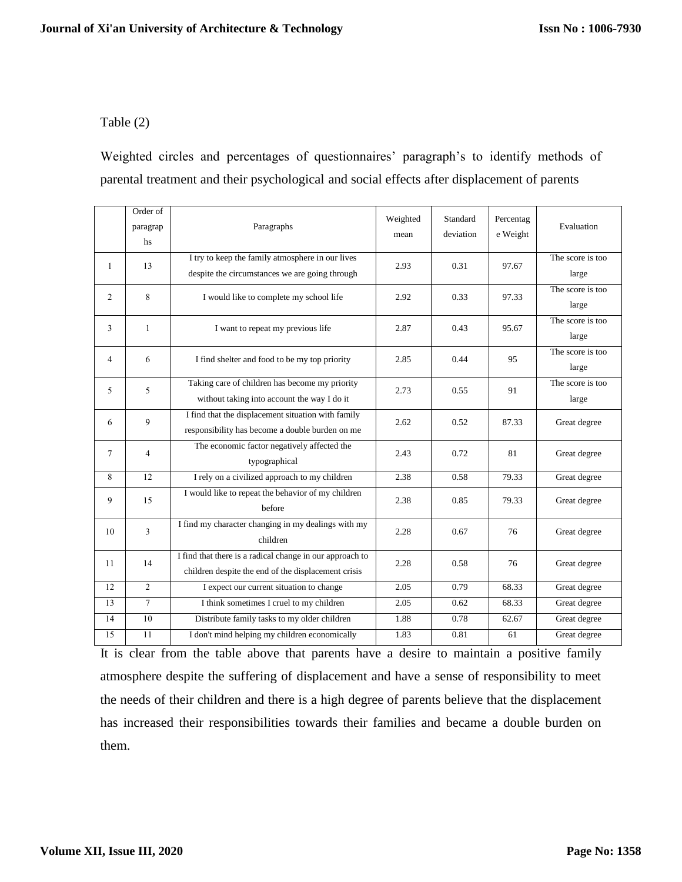Table (2)

Weighted circles and percentages of questionnaires' paragraph's to identify methods of parental treatment and their psychological and social effects after displacement of parents

| | Order of paragraphs | Paragraphs | Weighted mean | Standard deviation | Percentage Weight | Evaluation |
|---|---|---|---|---|---|---|
| 1 | 13 | I try to keep the family atmosphere in our lives despite the circumstances we are going through | 2.93 | 0.31 | 97.67 | The score is too large |
| 2 | 8 | I would like to complete my school life | 2.92 | 0.33 | 97.33 | The score is too large |
| 3 | 1 | I want to repeat my previous life | 2.87 | 0.43 | 95.67 | The score is too large |
| 4 | 6 | I find shelter and food to be my top priority | 2.85 | 0.44 | 95 | The score is too large |
| 5 | 5 | Taking care of children has become my priority without taking into account the way I do it | 2.73 | 0.55 | 91 | The score is too large |
| 6 | 9 | I find that the displacement situation with family responsibility has become a double burden on me | 2.62 | 0.52 | 87.33 | Great degree |
| 7 | 4 | The economic factor negatively affected the typographical | 2.43 | 0.72 | 81 | Great degree |
| 8 | 12 | I rely on a civilized approach to my children | 2.38 | 0.58 | 79.33 | Great degree |
| 9 | 15 | I would like to repeat the behavior of my children before | 2.38 | 0.85 | 79.33 | Great degree |
| 10 | 3 | I find my character changing in my dealings with my children | 2.28 | 0.67 | 76 | Great degree |
| 11 | 14 | I find that there is a radical change in our approach to children despite the end of the displacement crisis | 2.28 | 0.58 | 76 | Great degree |
| 12 | 2 | I expect our current situation to change | 2.05 | 0.79 | 68.33 | Great degree |
| 13 | 7 | I think sometimes I cruel to my children | 2.05 | 0.62 | 68.33 | Great degree |
| 14 | 10 | Distribute family tasks to my older children | 1.88 | 0.78 | 62.67 | Great degree |
| 15 | 11 | I don't mind helping my children economically | 1.83 | 0.81 | 61 | Great degree |

It is clear from the table above that parents have a desire to maintain a positive family atmosphere despite the suffering of displacement and have a sense of responsibility to meet the needs of their children and there is a high degree of parents believe that the displacement has increased their responsibilities towards their families and became a double burden on them.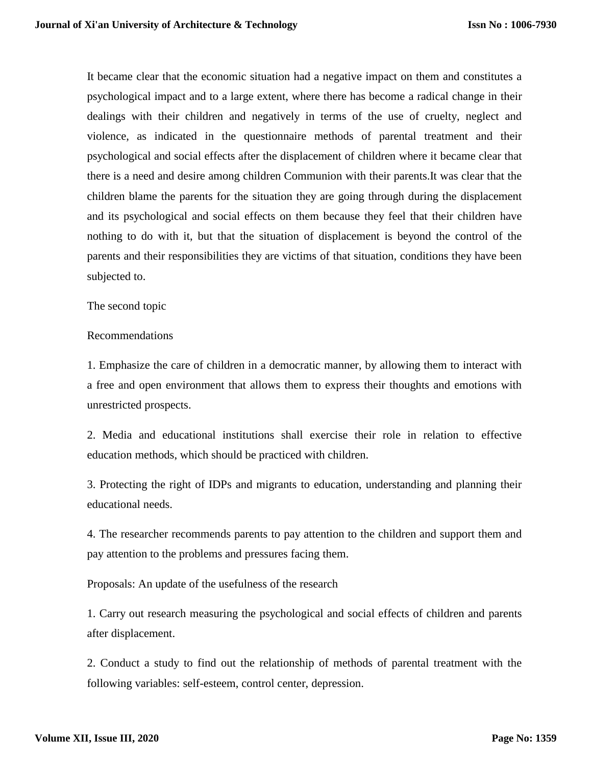It became clear that the economic situation had a negative impact on them and constitutes a psychological impact and to a large extent, where there has become a radical change in their dealings with their children and negatively in terms of the use of cruelty, neglect and violence, as indicated in the questionnaire methods of parental treatment and their psychological and social effects after the displacement of children where it became clear that there is a need and desire among children Communion with their parents.It was clear that the children blame the parents for the situation they are going through during the displacement and its psychological and social effects on them because they feel that their children have nothing to do with it, but that the situation of displacement is beyond the control of the parents and their responsibilities they are victims of that situation, conditions they have been subjected to.

The second topic

Recommendations

1. Emphasize the care of children in a democratic manner, by allowing them to interact with a free and open environment that allows them to express their thoughts and emotions with unrestricted prospects.

2. Media and educational institutions shall exercise their role in relation to effective education methods, which should be practiced with children.

3. Protecting the right of IDPs and migrants to education, understanding and planning their educational needs.

4. The researcher recommends parents to pay attention to the children and support them and pay attention to the problems and pressures facing them.

Proposals: An update of the usefulness of the research

1. Carry out research measuring the psychological and social effects of children and parents after displacement.

2. Conduct a study to find out the relationship of methods of parental treatment with the following variables: self-esteem, control center, depression.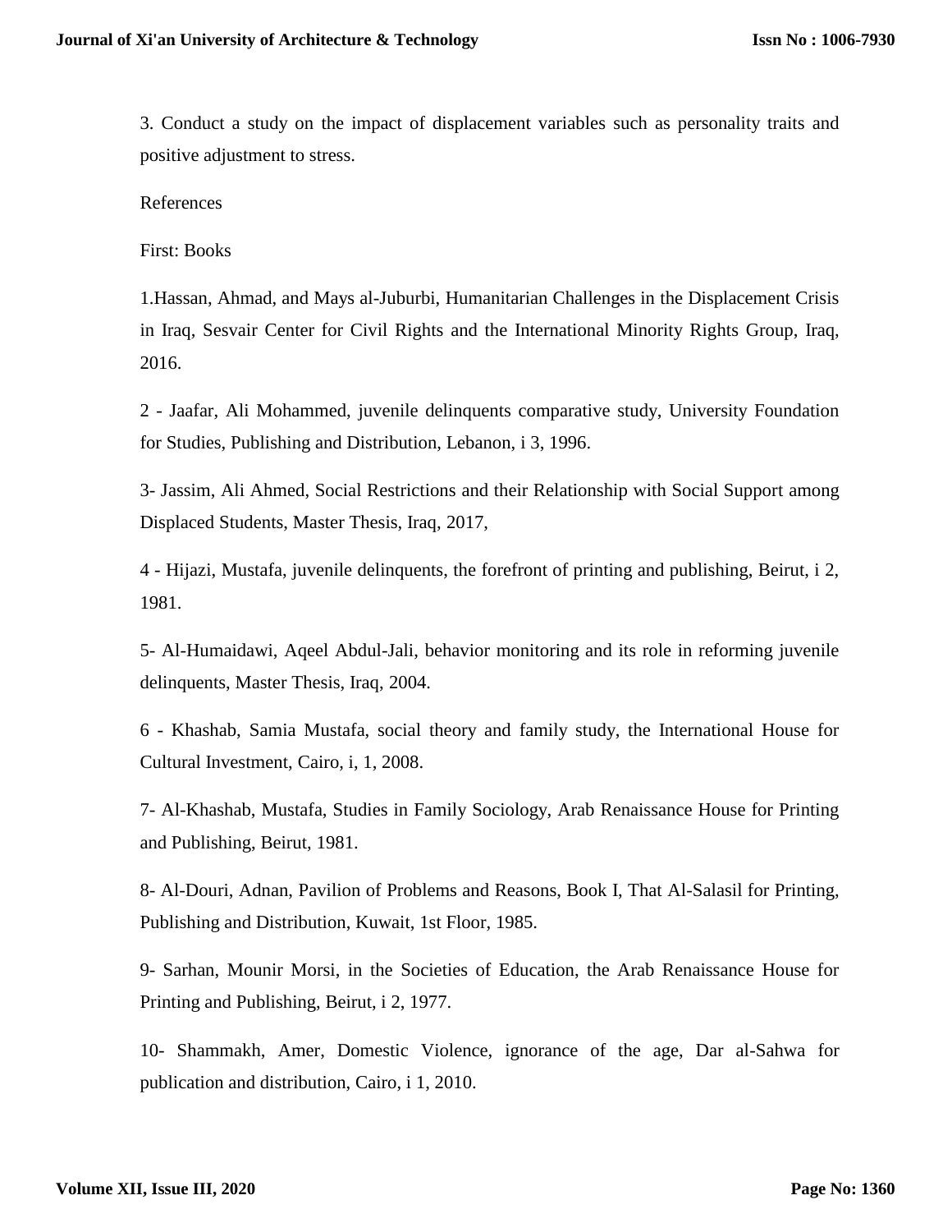3. Conduct a study on the impact of displacement variables such as personality traits and positive adjustment to stress.

References

First: Books

1.Hassan, Ahmad, and Mays al-Juburbi, Humanitarian Challenges in the Displacement Crisis in Iraq, Sesvair Center for Civil Rights and the International Minority Rights Group, Iraq, 2016.

2 - Jaafar, Ali Mohammed, juvenile delinquents comparative study, University Foundation for Studies, Publishing and Distribution, Lebanon, i 3, 1996.

3- Jassim, Ali Ahmed, Social Restrictions and their Relationship with Social Support among Displaced Students, Master Thesis, Iraq, 2017,

4 - Hijazi, Mustafa, juvenile delinquents, the forefront of printing and publishing, Beirut, i 2, 1981.

5- Al-Humaidawi, Aqeel Abdul-Jali, behavior monitoring and its role in reforming juvenile delinquents, Master Thesis, Iraq, 2004.

6 - Khashab, Samia Mustafa, social theory and family study, the International House for Cultural Investment, Cairo, i, 1, 2008.

7- Al-Khashab, Mustafa, Studies in Family Sociology, Arab Renaissance House for Printing and Publishing, Beirut, 1981.

8- Al-Douri, Adnan, Pavilion of Problems and Reasons, Book I, That Al-Salasil for Printing, Publishing and Distribution, Kuwait, 1st Floor, 1985.

9- Sarhan, Mounir Morsi, in the Societies of Education, the Arab Renaissance House for Printing and Publishing, Beirut, i 2, 1977.

10- Shammakh, Amer, Domestic Violence, ignorance of the age, Dar al-Sahwa for publication and distribution, Cairo, i 1, 2010.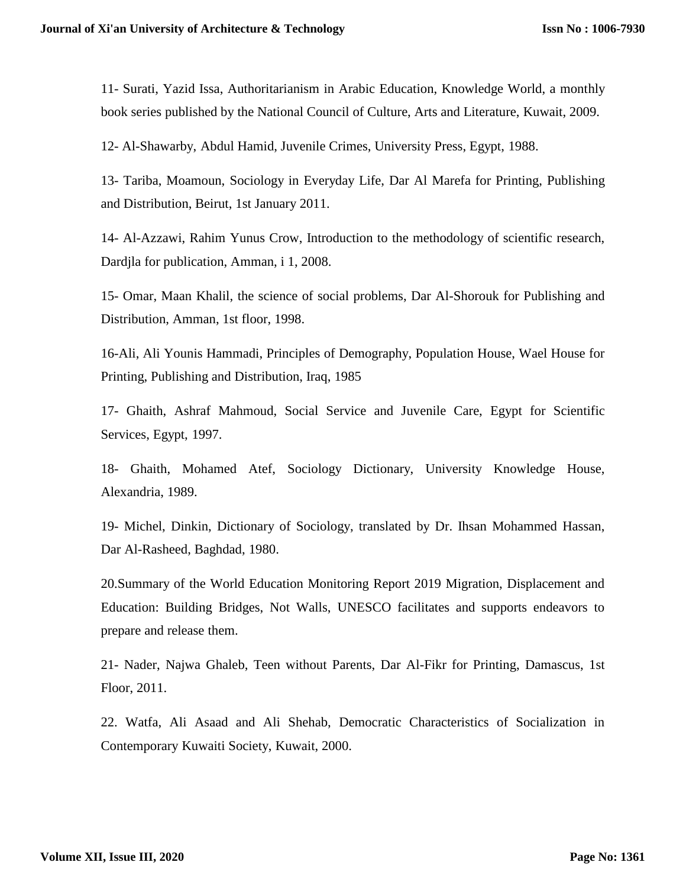11- Surati, Yazid Issa, Authoritarianism in Arabic Education, Knowledge World, a monthly book series published by the National Council of Culture, Arts and Literature, Kuwait, 2009.

12- Al-Shawarby, Abdul Hamid, Juvenile Crimes, University Press, Egypt, 1988.

13- Tariba, Moamoun, Sociology in Everyday Life, Dar Al Marefa for Printing, Publishing and Distribution, Beirut, 1st January 2011.

14- Al-Azzawi, Rahim Yunus Crow, Introduction to the methodology of scientific research, Dardjla for publication, Amman, i 1, 2008.

15- Omar, Maan Khalil, the science of social problems, Dar Al-Shorouk for Publishing and Distribution, Amman, 1st floor, 1998.

16-Ali, Ali Younis Hammadi, Principles of Demography, Population House, Wael House for Printing, Publishing and Distribution, Iraq, 1985

17- Ghaith, Ashraf Mahmoud, Social Service and Juvenile Care, Egypt for Scientific Services, Egypt, 1997.

18- Ghaith, Mohamed Atef, Sociology Dictionary, University Knowledge House, Alexandria, 1989.

19- Michel, Dinkin, Dictionary of Sociology, translated by Dr. Ihsan Mohammed Hassan, Dar Al-Rasheed, Baghdad, 1980.

20.Summary of the World Education Monitoring Report 2019 Migration, Displacement and Education: Building Bridges, Not Walls, UNESCO facilitates and supports endeavors to prepare and release them.

21- Nader, Najwa Ghaleb, Teen without Parents, Dar Al-Fikr for Printing, Damascus, 1st Floor, 2011.

22. Watfa, Ali Asaad and Ali Shehab, Democratic Characteristics of Socialization in Contemporary Kuwaiti Society, Kuwait, 2000.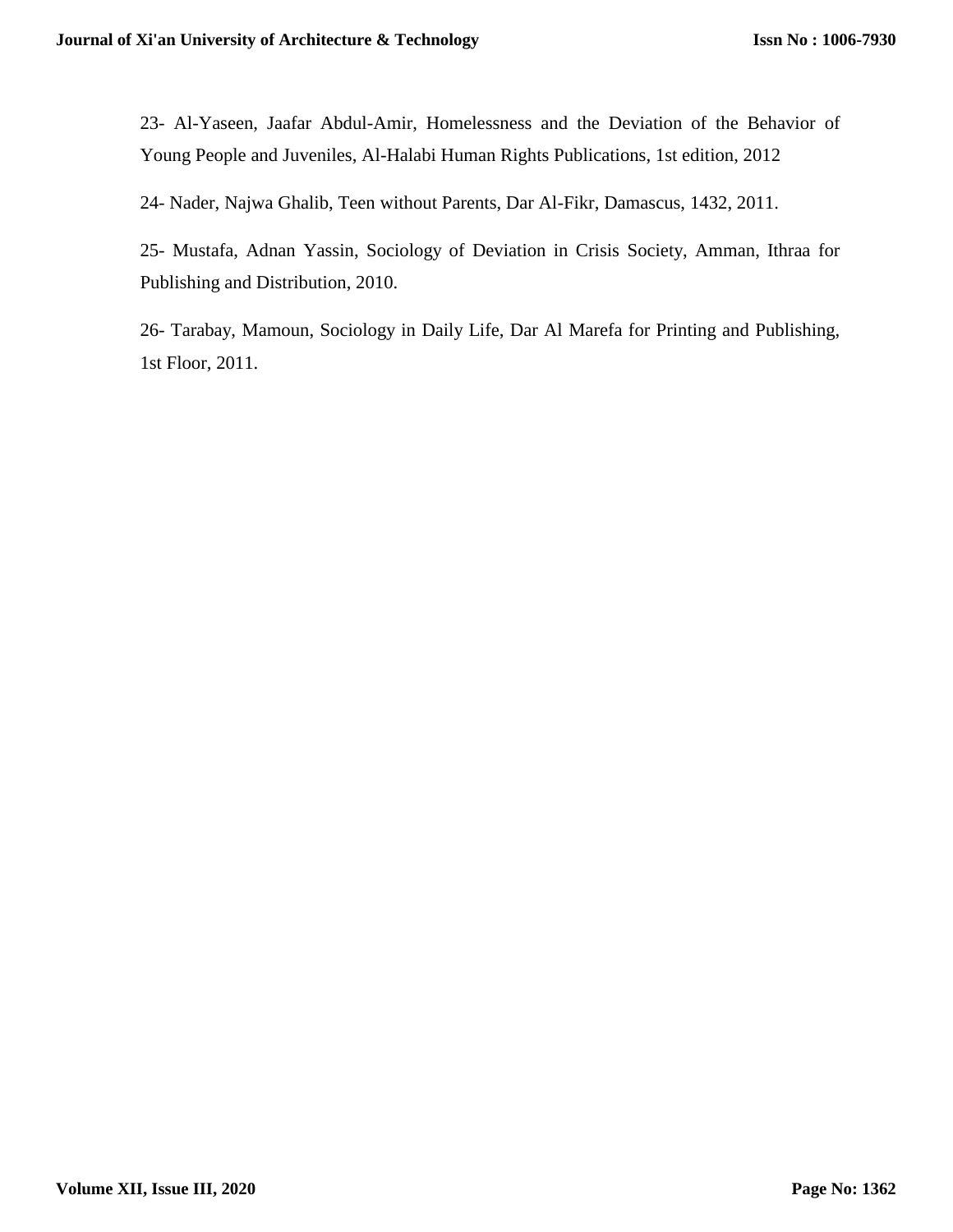23- Al-Yaseen, Jaafar Abdul-Amir, Homelessness and the Deviation of the Behavior of Young People and Juveniles, Al-Halabi Human Rights Publications, 1st edition, 2012

24- Nader, Najwa Ghalib, Teen without Parents, Dar Al-Fikr, Damascus, 1432, 2011.

25- Mustafa, Adnan Yassin, Sociology of Deviation in Crisis Society, Amman, Ithraa for Publishing and Distribution, 2010.

26- Tarabay, Mamoun, Sociology in Daily Life, Dar Al Marefa for Printing and Publishing, 1st Floor, 2011.